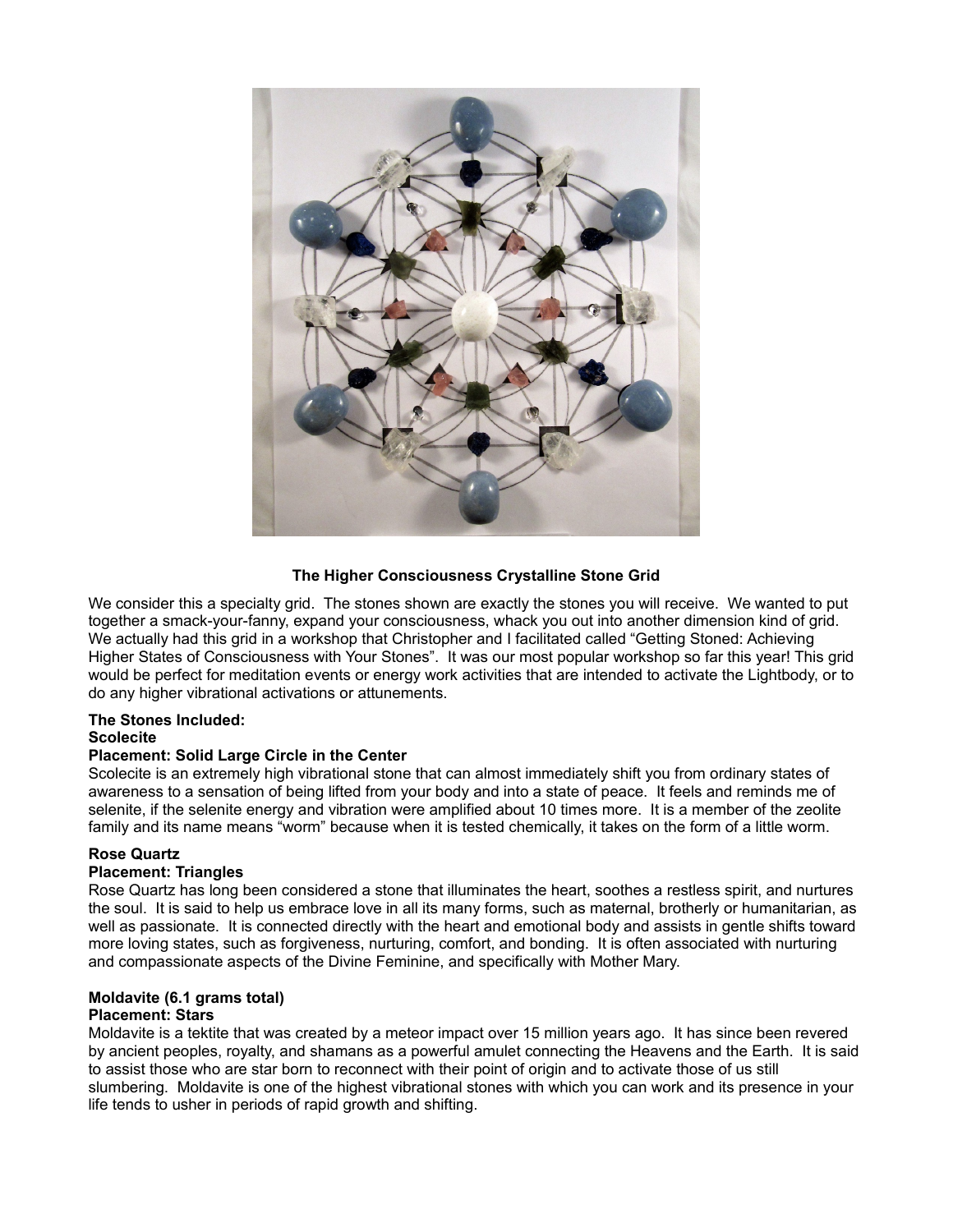**The Higher Consciousness Crystalline Stone Grid**

We consider this a specialty grid. The stones shown are exactly the stones you will receive. We wanted to put together a smack-your-fanny, expand your consciousness, whack you out into another dimension kind of grid. We actually had this grid in a workshop that Christopher and I facilitated called "Getting Stoned: Achieving Higher States of Consciousness with Your Stones". It was our most popular workshop so far this year! This grid would be perfect for meditation events or energy work activities that are intended to activate the Lightbody, or to do any higher vibrational activations or attunements.

**The Stones Included:**

**Scolecite**

**Placement: Solid Large Circle in the Center**

Scolecite is an extremely high vibrational stone that can almost immediately shift you from ordinary states of awareness to a sensation of being lifted from your body and into a state of peace. It feels and reminds me of selenite, if the selenite energy and vibration were amplified about 10 times more. It is a member of the zeolite family and its name means "worm" because when it is tested chemically, it takes on the form of a little worm.

**Rose Quartz**

**Placement: Triangles**

Rose Quartz has long been considered a stone that illuminates the heart, soothes a restless spirit, and nurtures the soul. It is said to help us embrace love in all its many forms, such as maternal, brotherly or humanitarian, as well as passionate. It is connected directly with the heart and emotional body and assists in gentle shifts toward more loving states, such as forgiveness, nurturing, comfort, and bonding. It is often associated with nurturing and compassionate aspects of the Divine Feminine, and specifically with Mother Mary.

**Moldavite (6.1 grams total)**

**Placement: Stars**

Moldavite is a tektite that was created by a meteor impact over 15 million years ago. It has since been revered by ancient peoples, royalty, and shamans as a powerful amulet connecting the Heavens and the Earth. It is said to assist those who are star born to reconnect with their point of origin and to activate those of us still slumbering. Moldavite is one of the highest vibrational stones with which you can work and its presence in your life tends to usher in periods of rapid growth and shifting.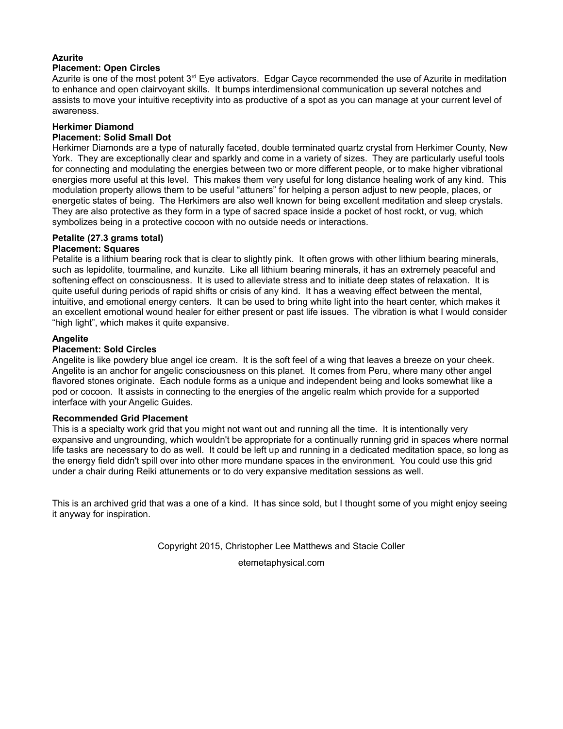**Azurite**

**Placement: Open Circles**

Azurite is one of the most potent 3rd Eye activators. Edgar Cayce recommended the use of Azurite in meditation to enhance and open clairvoyant skills. It bumps interdimensional communication up several notches and assists to move your intuitive receptivity into as productive of a spot as you can manage at your current level of awareness.

**Herkimer Diamond**

**Placement: Solid Small Dot**

Herkimer Diamonds are a type of naturally faceted, double terminated quartz crystal from Herkimer County, New York. They are exceptionally clear and sparkly and come in a variety of sizes. They are particularly useful tools for connecting and modulating the energies between two or more different people, or to make higher vibrational energies more useful at this level. This makes them very useful for long distance healing work of any kind. This modulation property allows them to be useful "attuners" for helping a person adjust to new people, places, or energetic states of being. The Herkimers are also well known for being excellent meditation and sleep crystals. They are also protective as they form in a type of sacred space inside a pocket of host rockt, or vug, which symbolizes being in a protective cocoon with no outside needs or interactions.

**Petalite (27.3 grams total)**

**Placement: Squares**

Petalite is a lithium bearing rock that is clear to slightly pink. It often grows with other lithium bearing minerals, such as lepidolite, tourmaline, and kunzite. Like all lithium bearing minerals, it has an extremely peaceful and softening effect on consciousness. It is used to alleviate stress and to initiate deep states of relaxation. It is quite useful during periods of rapid shifts or crisis of any kind. It has a weaving effect between the mental, intuitive, and emotional energy centers. It can be used to bring white light into the heart center, which makes it an excellent emotional wound healer for either present or past life issues. The vibration is what I would consider "high light", which makes it quite expansive.

**Angelite**

**Placement: Sold Circles**

Angelite is like powdery blue angel ice cream. It is the soft feel of a wing that leaves a breeze on your cheek. Angelite is an anchor for angelic consciousness on this planet. It comes from Peru, where many other angel flavored stones originate. Each nodule forms as a unique and independent being and looks somewhat like a pod or cocoon. It assists in connecting to the energies of the angelic realm which provide for a supported interface with your Angelic Guides.

**Recommended Grid Placement**

This is a specialty work grid that you might not want out and running all the time. It is intentionally very expansive and ungrounding, which wouldn't be appropriate for a continually running grid in spaces where normal life tasks are necessary to do as well. It could be left up and running in a dedicated meditation space, so long as the energy field didn't spill over into other more mundane spaces in the environment. You could use this grid under a chair during Reiki attunements or to do very expansive meditation sessions as well.

This is an archived grid that was a one of a kind. It has since sold, but I thought some of you might enjoy seeing it anyway for inspiration.

Copyright 2015, Christopher Lee Matthews and Stacie Coller

etemetaphysical.com